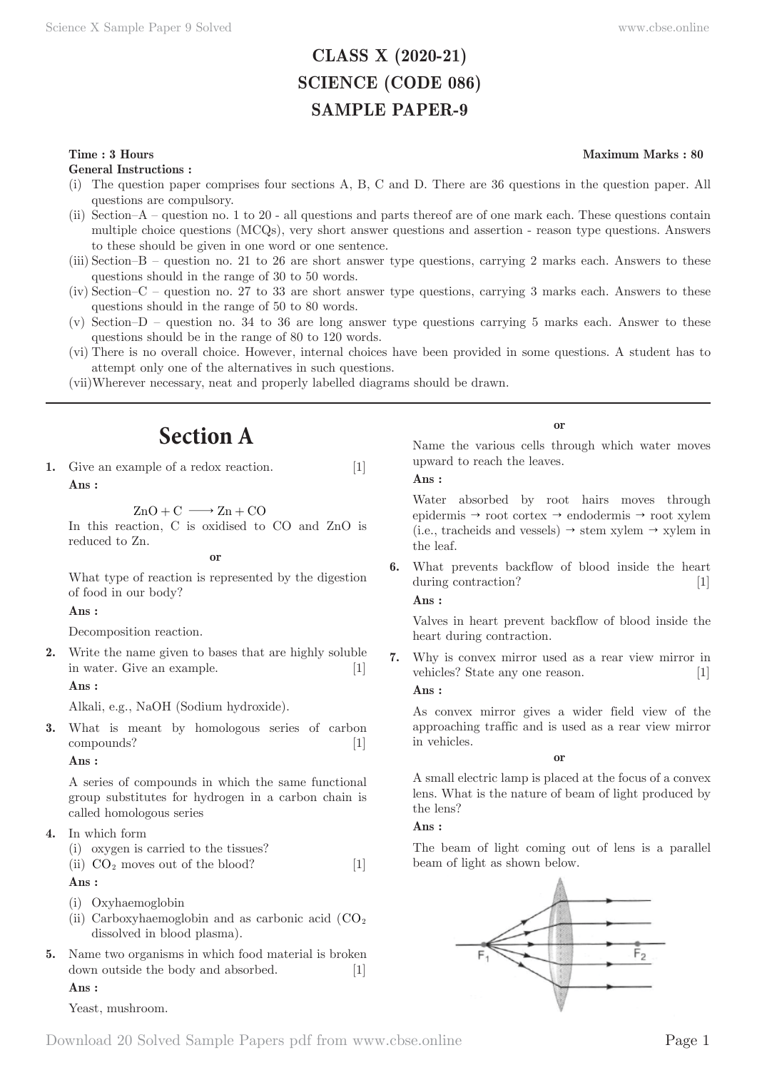# CLASS X (2020-21)
# SCIENCE (CODE 086)
# SAMPLE PAPER-9

**Time : 3 Hours** **Maximum Marks : 80**

**General Instructions :**

(i) The question paper comprises four sections A, B, C and D. There are 36 questions in the question paper. All questions are compulsory.

(ii) Section–A – question no. 1 to 20 - all questions and parts thereof are of one mark each. These questions contain multiple choice questions (MCQs), very short answer questions and assertion - reason type questions. Answers to these should be given in one word or one sentence.

(iii) Section–B – question no. 21 to 26 are short answer type questions, carrying 2 marks each. Answers to these questions should in the range of 30 to 50 words.

(iv) Section–C – question no. 27 to 33 are short answer type questions, carrying 3 marks each. Answers to these questions should in the range of 50 to 80 words.

(v) Section–D – question no. 34 to 36 are long answer type questions carrying 5 marks each. Answer to these questions should be in the range of 80 to 120 words.

(vi) There is no overall choice. However, internal choices have been provided in some questions. A student has to attempt only one of the alternatives in such questions.

(vii) Wherever necessary, neat and properly labelled diagrams should be drawn.

## Section A

**1.** Give an example of a redox reaction. [1]

**Ans :**

$$ZnO + C \longrightarrow Zn + CO$$

In this reaction, C is oxidised to CO and ZnO is reduced to Zn.

**or**

What type of reaction is represented by the digestion of food in our body?

**Ans :**

Decomposition reaction.

**2.** Write the name given to bases that are highly soluble in water. Give an example. [1]

**Ans :**

Alkali, e.g., NaOH (Sodium hydroxide).

**3.** What is meant by homologous series of carbon compounds? [1]

**Ans :**

A series of compounds in which the same functional group substitutes for hydrogen in a carbon chain is called homologous series

**4.** In which form
(i) oxygen is carried to the tissues?
(ii) $CO_2$ moves out of the blood? [1]

**Ans :**

(i) Oxyhaemoglobin
(ii) Carboxyhaemoglobin and as carbonic acid ($CO_2$ dissolved in blood plasma).

**5.** Name two organisms in which food material is broken down outside the body and absorbed. [1]

**Ans :**

Yeast, mushroom.

**or**

Name the various cells through which water moves upward to reach the leaves.

**Ans :**

Water absorbed by root hairs moves through epidermis → root cortex → endodermis → root xylem (i.e., tracheids and vessels) → stem xylem → xylem in the leaf.

**6.** What prevents backflow of blood inside the heart during contraction? [1]

**Ans :**

Valves in heart prevent backflow of blood inside the heart during contraction.

**7.** Why is convex mirror used as a rear view mirror in vehicles? State any one reason. [1]

**Ans :**

As convex mirror gives a wider field view of the approaching traffic and is used as a rear view mirror in vehicles.

**or**

A small electric lamp is placed at the focus of a convex lens. What is the nature of beam of light produced by the lens?

**Ans :**

The beam of light coming out of lens is a parallel beam of light as shown below.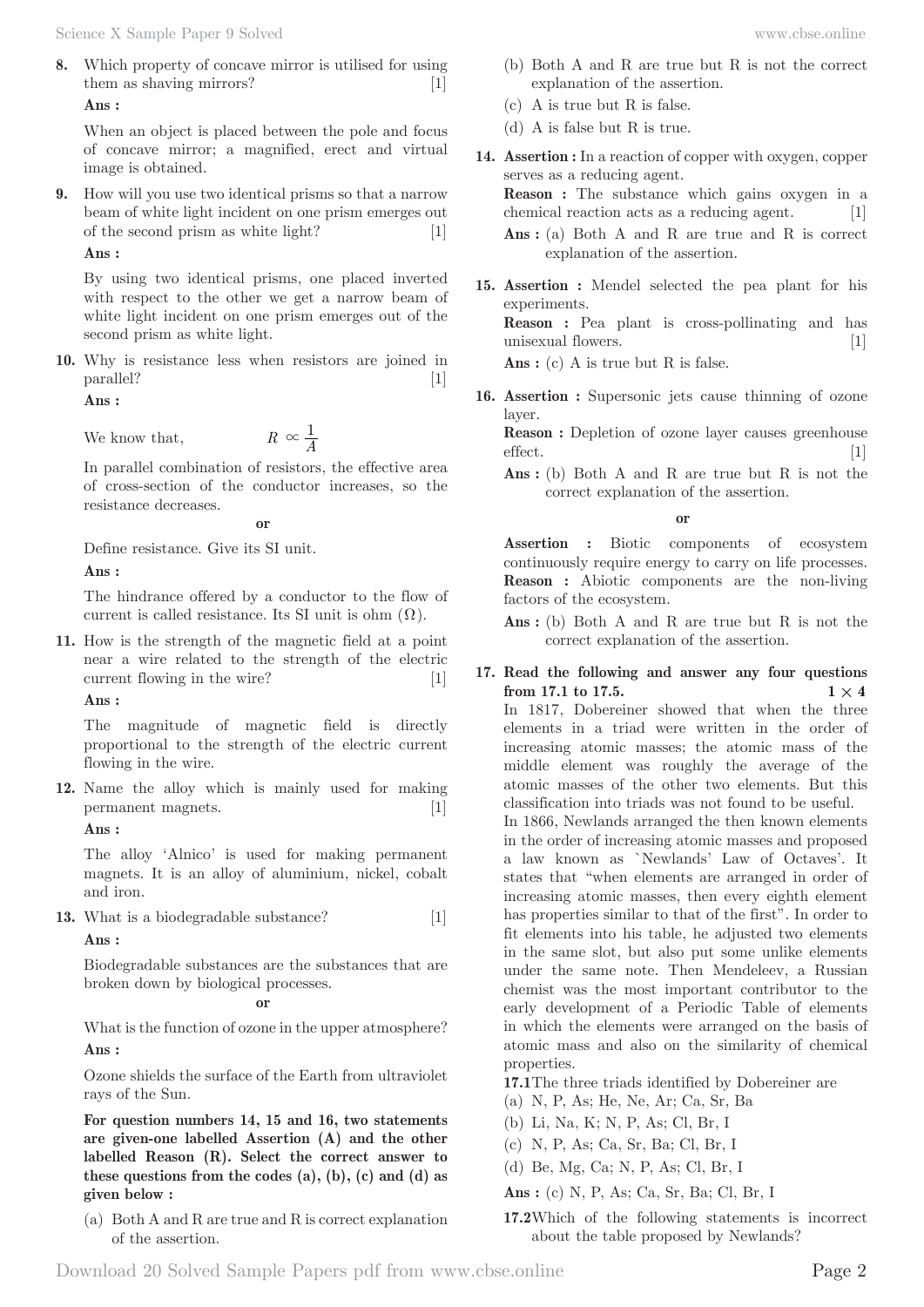**8.** Which property of concave mirror is utilised for using them as shaving mirrors? [1]

**Ans :**

When an object is placed between the pole and focus of concave mirror; a magnified, erect and virtual image is obtained.

**9.** How will you use two identical prisms so that a narrow beam of white light incident on one prism emerges out of the second prism as white light? [1]

**Ans :**

By using two identical prisms, one placed inverted with respect to the other we get a narrow beam of white light incident on one prism emerges out of the second prism as white light.

**10.** Why is resistance less when resistors are joined in parallel? [1]

**Ans :**

We know that, $R \propto \frac{1}{A}$

In parallel combination of resistors, the effective area of cross-section of the conductor increases, so the resistance decreases.

**or**

Define resistance. Give its SI unit.

**Ans :**

The hindrance offered by a conductor to the flow of current is called resistance. Its SI unit is ohm ($\Omega$).

**11.** How is the strength of the magnetic field at a point near a wire related to the strength of the electric current flowing in the wire? [1]

**Ans :**

The magnitude of magnetic field is directly proportional to the strength of the electric current flowing in the wire.

**12.** Name the alloy which is mainly used for making permanent magnets. [1]

**Ans :**

The alloy 'Alnico' is used for making permanent magnets. It is an alloy of aluminium, nickel, cobalt and iron.

**13.** What is a biodegradable substance? [1]

**Ans :**

Biodegradable substances are the substances that are broken down by biological processes.

**or**

What is the function of ozone in the upper atmosphere?

**Ans :**

Ozone shields the surface of the Earth from ultraviolet rays of the Sun.

**For question numbers 14, 15 and 16, two statements are given-one labelled Assertion (A) and the other labelled Reason (R). Select the correct answer to these questions from the codes (a), (b), (c) and (d) as given below :**

(a) Both A and R are true and R is correct explanation of the assertion.

(b) Both A and R are true but R is not the correct explanation of the assertion.

(c) A is true but R is false.

(d) A is false but R is true.

**14. Assertion :** In a reaction of copper with oxygen, copper serves as a reducing agent.

**Reason :** The substance which gains oxygen in a chemical reaction acts as a reducing agent. [1]

**Ans :** (a) Both A and R are true and R is correct explanation of the assertion.

**15. Assertion :** Mendel selected the pea plant for his experiments.

**Reason :** Pea plant is cross-pollinating and has unisexual flowers. [1]

**Ans :** (c) A is true but R is false.

**16. Assertion :** Supersonic jets cause thinning of ozone layer.

**Reason :** Depletion of ozone layer causes greenhouse effect. [1]

**Ans :** (b) Both A and R are true but R is not the correct explanation of the assertion.

**or**

**Assertion :** Biotic components of ecosystem continuously require energy to carry on life processes.

**Reason :** Abiotic components are the non-living factors of the ecosystem.

**Ans :** (b) Both A and R are true but R is not the correct explanation of the assertion.

**17. Read the following and answer any four questions from 17.1 to 17.5.** $1 \times 4$

In 1817, Dobereiner showed that when the three elements in a triad were written in the order of increasing atomic masses; the atomic mass of the middle element was roughly the average of the atomic masses of the other two elements. But this classification into triads was not found to be useful.

In 1866, Newlands arranged the then known elements in the order of increasing atomic masses and proposed a law known as `Newlands' Law of Octaves'. It states that "when elements are arranged in order of increasing atomic masses, then every eighth element has properties similar to that of the first". In order to fit elements into his table, he adjusted two elements in the same slot, but also put some unlike elements under the same note. Then Mendeleev, a Russian chemist was the most important contributor to the early development of a Periodic Table of elements in which the elements were arranged on the basis of atomic mass and also on the similarity of chemical properties.

**17.1** The three triads identified by Dobereiner are

(a) N, P, As; He, Ne, Ar; Ca, Sr, Ba

(b) Li, Na, K; N, P, As; Cl, Br, I

(c) N, P, As; Ca, Sr, Ba; Cl, Br, I

(d) Be, Mg, Ca; N, P, As; Cl, Br, I

**Ans :** (c) N, P, As; Ca, Sr, Ba; Cl, Br, I

**17.2** Which of the following statements is incorrect about the table proposed by Newlands?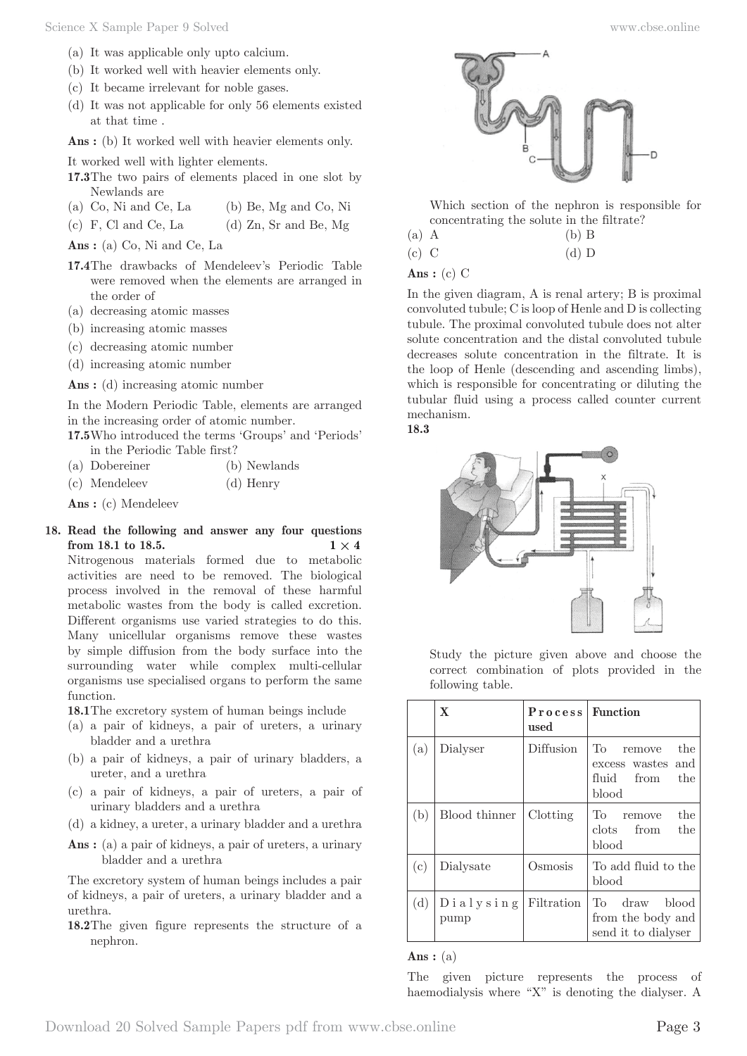(a) It was applicable only upto calcium.

(b) It worked well with heavier elements only.

(c) It became irrelevant for noble gases.

(d) It was not applicable for only 56 elements existed at that time .

**Ans :** (b) It worked well with heavier elements only.

It worked well with lighter elements.

**17.3** The two pairs of elements placed in one slot by Newlands are

(a) Co, Ni and Ce, La (b) Be, Mg and Co, Ni

(c) F, Cl and Ce, La (d) Zn, Sr and Be, Mg

**Ans :** (a) Co, Ni and Ce, La

**17.4** The drawbacks of Mendeleev's Periodic Table were removed when the elements are arranged in the order of

(a) decreasing atomic masses

(b) increasing atomic masses

(c) decreasing atomic number

(d) increasing atomic number

**Ans :** (d) increasing atomic number

In the Modern Periodic Table, elements are arranged in the increasing order of atomic number.

**17.5** Who introduced the terms 'Groups' and 'Periods' in the Periodic Table first?

(a) Dobereiner (b) Newlands

(c) Mendeleev (d) Henry

**Ans :** (c) Mendeleev

**18. Read the following and answer any four questions from 18.1 to 18.5.** **1 × 4**

Nitrogenous materials formed due to metabolic activities are need to be removed. The biological process involved in the removal of these harmful metabolic wastes from the body is called excretion. Different organisms use varied strategies to do this. Many unicellular organisms remove these wastes by simple diffusion from the body surface into the surrounding water while complex multi-cellular organisms use specialised organs to perform the same function.

**18.1** The excretory system of human beings include

(a) a pair of kidneys, a pair of ureters, a urinary bladder and a urethra

(b) a pair of kidneys, a pair of urinary bladders, a ureter, and a urethra

(c) a pair of kidneys, a pair of ureters, a pair of urinary bladders and a urethra

(d) a kidney, a ureter, a urinary bladder and a urethra

**Ans :** (a) a pair of kidneys, a pair of ureters, a urinary bladder and a urethra

The excretory system of human beings includes a pair of kidneys, a pair of ureters, a urinary bladder and a urethra.

**18.2** The given figure represents the structure of a nephron.

Which section of the nephron is responsible for concentrating the solute in the filtrate?

(a) A (b) B

(c) C (d) D

**Ans :** (c) C

In the given diagram, A is renal artery; B is proximal convoluted tubule; C is loop of Henle and D is collecting tubule. The proximal convoluted tubule does not alter solute concentration and the distal convoluted tubule decreases solute concentration in the filtrate. It is the loop of Henle (descending and ascending limbs), which is responsible for concentrating or diluting the tubular fluid using a process called counter current mechanism.

**18.3**

Study the picture given above and choose the correct combination of plots provided in the following table.

| | X | Process used | Function |
|---|---|---|---|
| (a) | Dialyser | Diffusion | To remove the excess wastes and fluid from the blood |
| (b) | Blood thinner | Clotting | To remove the clots from the blood |
| (c) | Dialysate | Osmosis | To add fluid to the blood |
| (d) | Dialysing pump | Filtration | To draw blood from the body and send it to dialyser |

**Ans :** (a)

The given picture represents the process of haemodialysis where "X" is denoting the dialyser. A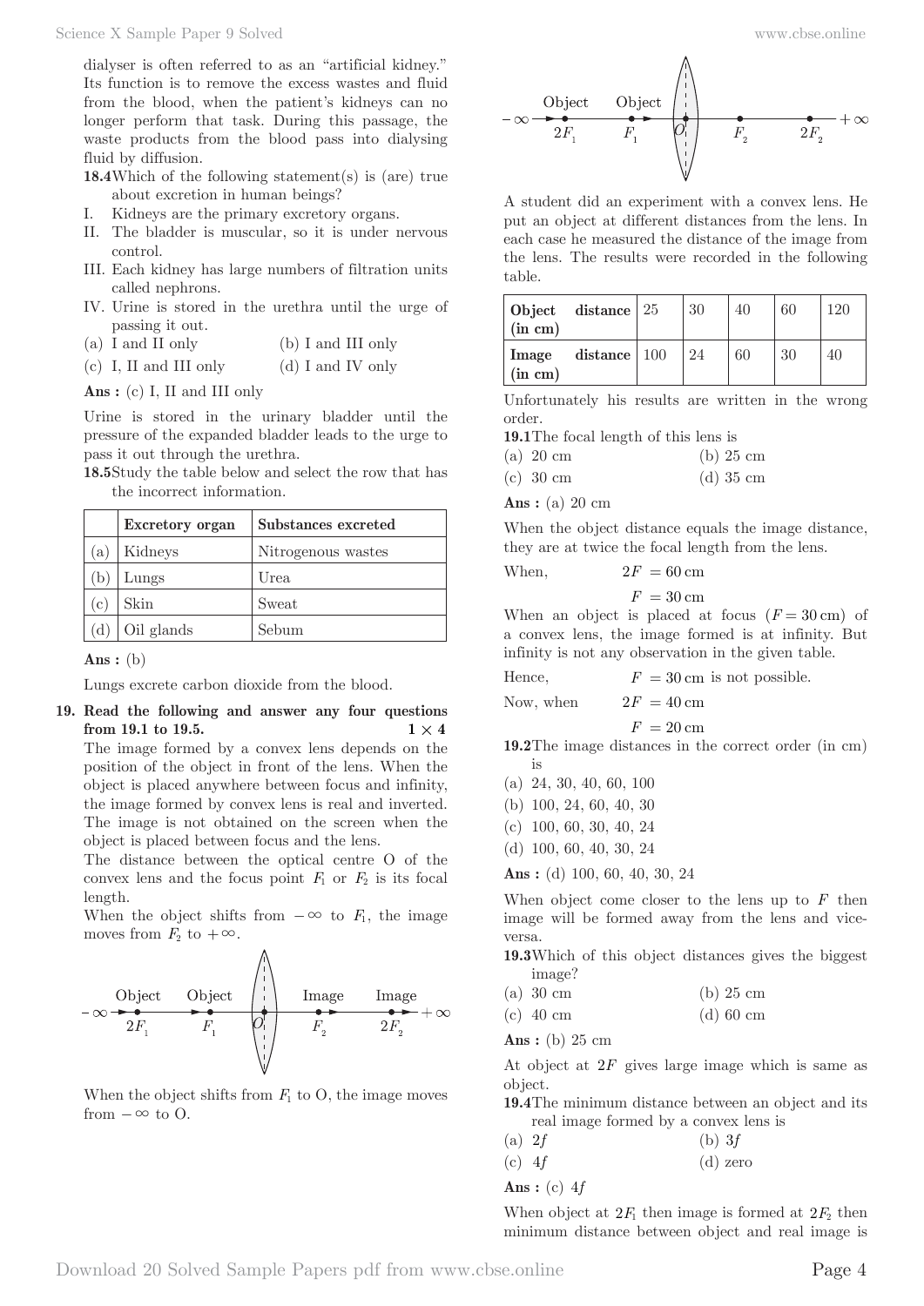dialyser is often referred to as an "artificial kidney." Its function is to remove the excess wastes and fluid from the blood, when the patient's kidneys can no longer perform that task. During this passage, the waste products from the blood pass into dialysing fluid by diffusion.

**18.4** Which of the following statement(s) is (are) true about excretion in human beings?

I. Kidneys are the primary excretory organs.
II. The bladder is muscular, so it is under nervous control.
III. Each kidney has large numbers of filtration units called nephrons.
IV. Urine is stored in the urethra until the urge of passing it out.

(a) I and II only
(b) I and III only
(c) I, II and III only
(d) I and IV only

**Ans :** (c) I, II and III only

Urine is stored in the urinary bladder until the pressure of the expanded bladder leads to the urge to pass it out through the urethra.

**18.5** Study the table below and select the row that has the incorrect information.

| | Excretory organ | Substances excreted |
|---|---|---|
| (a) | Kidneys | Nitrogenous wastes |
| (b) | Lungs | Urea |
| (c) | Skin | Sweat |
| (d) | Oil glands | Sebum |

**Ans :** (b)

Lungs excrete carbon dioxide from the blood.

**19. Read the following and answer any four questions from 19.1 to 19.5.** **$1 \times 4$**

The image formed by a convex lens depends on the position of the object in front of the lens. When the object is placed anywhere between focus and infinity, the image formed by convex lens is real and inverted. The image is not obtained on the screen when the object is placed between focus and the lens.

The distance between the optical centre O of the convex lens and the focus point $F_1$ or $F_2$ is its focal length.

When the object shifts from $-\infty$ to $F_1$, the image moves from $F_2$ to $+\infty$.

When the object shifts from $F_1$ to O, the image moves from $-\infty$ to O.

A student did an experiment with a convex lens. He put an object at different distances from the lens. In each case he measured the distance of the image from the lens. The results were recorded in the following table.

| **Object distance (in cm)** | 25 | 30 | 40 | 60 | 120 |
|---|---|---|---|---|---|
| **Image distance (in cm)** | 100 | 24 | 60 | 30 | 40 |

Unfortunately his results are written in the wrong order.

**19.1** The focal length of this lens is

(a) 20 cm
(b) 25 cm
(c) 30 cm
(d) 35 cm

**Ans :** (a) 20 cm

When the object distance equals the image distance, they are at twice the focal length from the lens.

When, $2F = 60\text{ cm}$

$F = 30\text{ cm}$

When an object is placed at focus ($F = 30\text{ cm}$) of a convex lens, the image formed is at infinity. But infinity is not any observation in the given table.

Hence, $F = 30\text{ cm}$ is not possible.

Now, when $2F = 40\text{ cm}$

$F = 20\text{ cm}$

**19.2** The image distances in the correct order (in cm) is

(a) 24, 30, 40, 60, 100
(b) 100, 24, 60, 40, 30
(c) 100, 60, 30, 40, 24
(d) 100, 60, 40, 30, 24

**Ans :** (d) 100, 60, 40, 30, 24

When object come closer to the lens up to $F$ then image will be formed away from the lens and vice-versa.

**19.3** Which of this object distances gives the biggest image?

(a) 30 cm
(b) 25 cm
(c) 40 cm
(d) 60 cm

**Ans :** (b) 25 cm

At object at $2F$ gives large image which is same as object.

**19.4** The minimum distance between an object and its real image formed by a convex lens is

(a) $2f$
(b) $3f$
(c) $4f$
(d) zero

**Ans :** (c) $4f$

When object at $2F_1$ then image is formed at $2F_2$ then minimum distance between object and real image is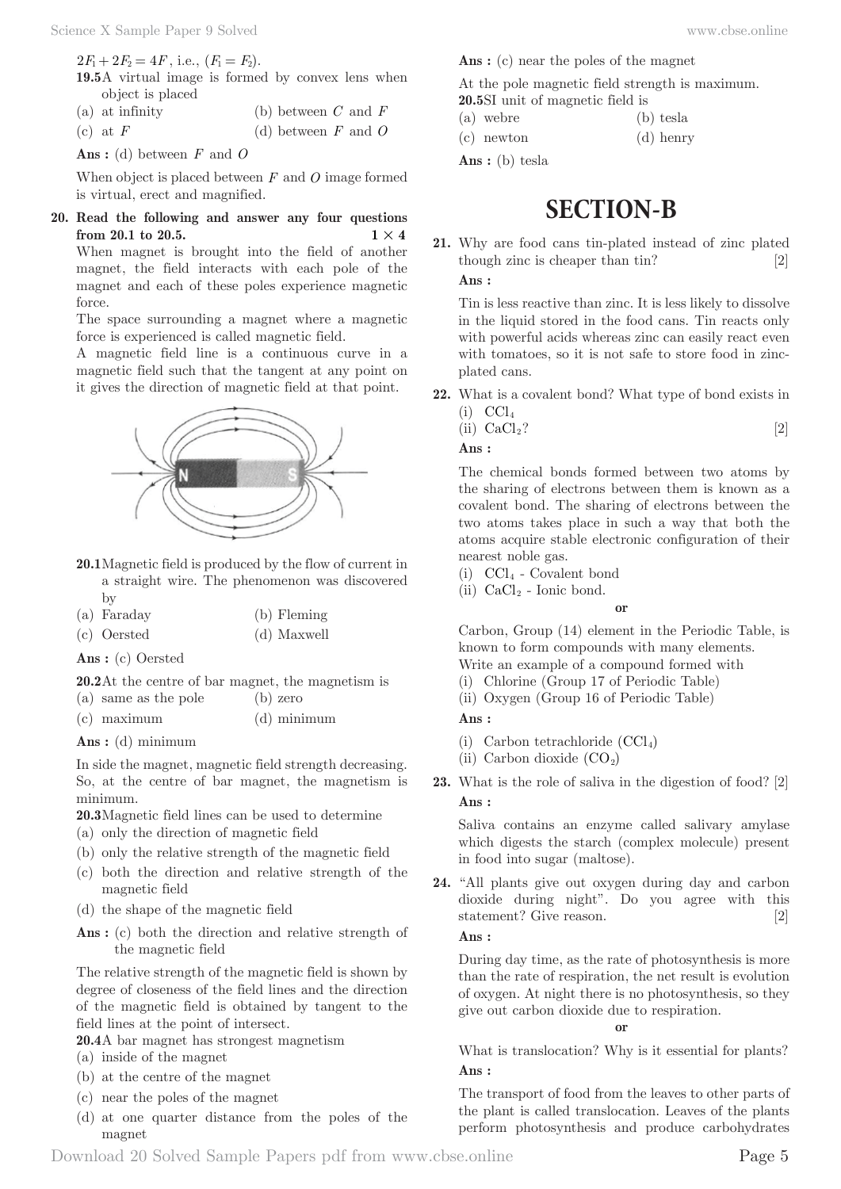$2F_1 + 2F_2 = 4F$, i.e., $(F_1 = F_2)$.

**19.5** A virtual image is formed by convex lens when object is placed

(a) at infinity (b) between $C$ and $F$

(c) at $F$ (d) between $F$ and $O$

**Ans :** (d) between $F$ and $O$

When object is placed between $F$ and $O$ image formed is virtual, erect and magnified.

**20. Read the following and answer any four questions from 20.1 to 20.5.** $1 \times 4$

When magnet is brought into the field of another magnet, the field interacts with each pole of the magnet and each of these poles experience magnetic force.

The space surrounding a magnet where a magnetic force is experienced is called magnetic field.

A magnetic field line is a continuous curve in a magnetic field such that the tangent at any point on it gives the direction of magnetic field at that point.

**20.1** Magnetic field is produced by the flow of current in a straight wire. The phenomenon was discovered by

(a) Faraday (b) Fleming

(c) Oersted (d) Maxwell

**Ans :** (c) Oersted

**20.2** At the centre of bar magnet, the magnetism is

(a) same as the pole (b) zero

(c) maximum (d) minimum

**Ans :** (d) minimum

In side the magnet, magnetic field strength decreasing. So, at the centre of bar magnet, the magnetism is minimum.

**20.3** Magnetic field lines can be used to determine

(a) only the direction of magnetic field

(b) only the relative strength of the magnetic field

(c) both the direction and relative strength of the magnetic field

(d) the shape of the magnetic field

**Ans :** (c) both the direction and relative strength of the magnetic field

The relative strength of the magnetic field is shown by degree of closeness of the field lines and the direction of the magnetic field is obtained by tangent to the field lines at the point of intersect.

**20.4** A bar magnet has strongest magnetism

(a) inside of the magnet

(b) at the centre of the magnet

(c) near the poles of the magnet

(d) at one quarter distance from the poles of the magnet

**Ans :** (c) near the poles of the magnet

At the pole magnetic field strength is maximum.

**20.5** SI unit of magnetic field is

(a) webre (b) tesla

(c) newton (d) henry

**Ans :** (b) tesla

# SECTION-B

**21.** Why are food cans tin-plated instead of zinc plated though zinc is cheaper than tin? [2]

**Ans :**

Tin is less reactive than zinc. It is less likely to dissolve in the liquid stored in the food cans. Tin reacts only with powerful acids whereas zinc can easily react even with tomatoes, so it is not safe to store food in zinc-plated cans.

**22.** What is a covalent bond? What type of bond exists in

(i) $CCl_4$

(ii) $CaCl_2$? [2]

**Ans :**

The chemical bonds formed between two atoms by the sharing of electrons between them is known as a covalent bond. The sharing of electrons between the two atoms takes place in such a way that both the atoms acquire stable electronic configuration of their nearest noble gas.

(i) $CCl_4$ - Covalent bond

(ii) $CaCl_2$ - Ionic bond.

**or**

Carbon, Group (14) element in the Periodic Table, is known to form compounds with many elements.

Write an example of a compound formed with

(i) Chlorine (Group 17 of Periodic Table)

(ii) Oxygen (Group 16 of Periodic Table)

**Ans :**

(i) Carbon tetrachloride ($CCl_4$)

(ii) Carbon dioxide ($CO_2$)

**23.** What is the role of saliva in the digestion of food? [2]

**Ans :**

Saliva contains an enzyme called salivary amylase which digests the starch (complex molecule) present in food into sugar (maltose).

**24.** "All plants give out oxygen during day and carbon dioxide during night". Do you agree with this statement? Give reason. [2]

**Ans :**

During day time, as the rate of photosynthesis is more than the rate of respiration, the net result is evolution of oxygen. At night there is no photosynthesis, so they give out carbon dioxide due to respiration.

**or**

What is translocation? Why is it essential for plants?

**Ans :**

The transport of food from the leaves to other parts of the plant is called translocation. Leaves of the plants perform photosynthesis and produce carbohydrates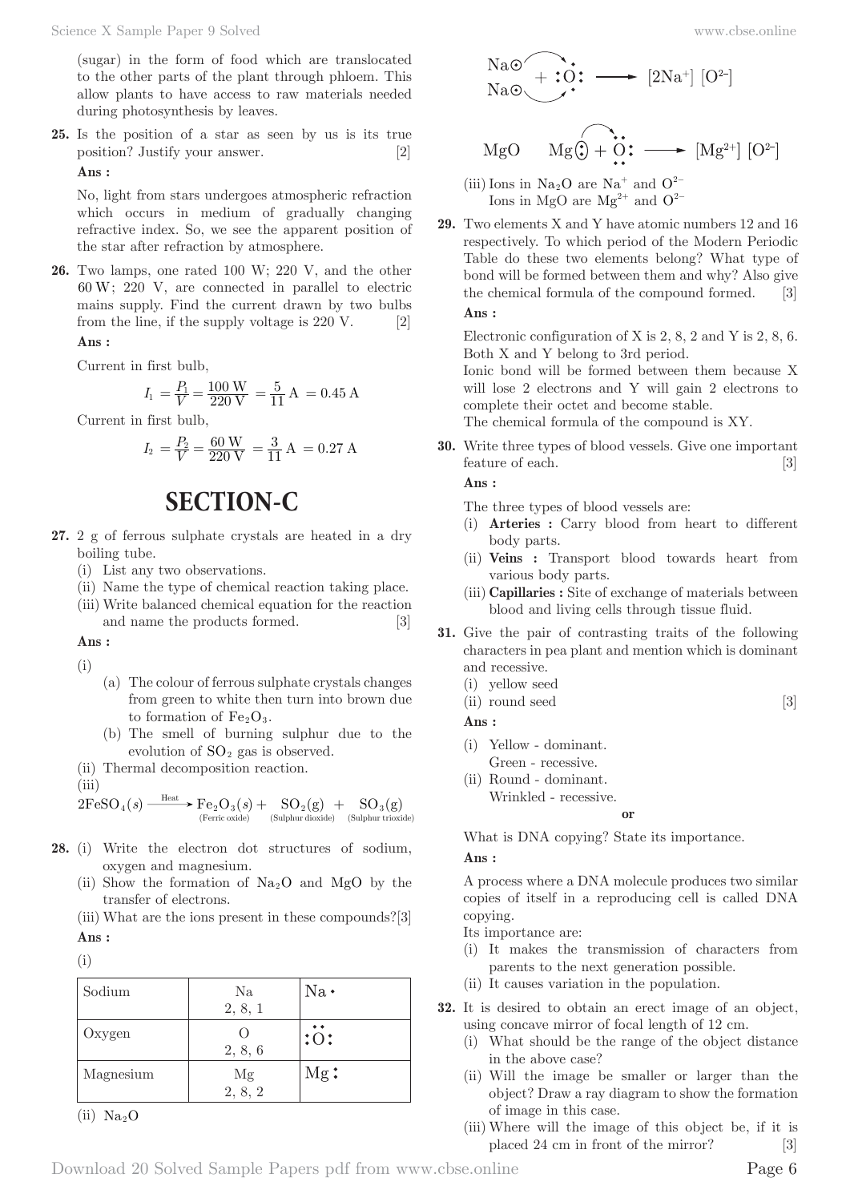(sugar) in the form of food which are translocated to the other parts of the plant through phloem. This allow plants to have access to raw materials needed during photosynthesis by leaves.

**25.** Is the position of a star as seen by us is its true position? Justify your answer. [2]

**Ans :**

No, light from stars undergoes atmospheric refraction which occurs in medium of gradually changing refractive index. So, we see the apparent position of the star after refraction by atmosphere.

**26.** Two lamps, one rated 100 W; 220 V, and the other 60 W; 220 V, are connected in parallel to electric mains supply. Find the current drawn by two bulbs from the line, if the supply voltage is 220 V. [2]

**Ans :**

Current in first bulb,

$$I_1 = \frac{P_1}{V} = \frac{100\text{ W}}{220\text{ V}} = \frac{5}{11}\text{ A} = 0.45\text{ A}$$

Current in first bulb,

$$I_2 = \frac{P_2}{V} = \frac{60\text{ W}}{220\text{ V}} = \frac{3}{11}\text{ A} = 0.27\text{ A}$$

## SECTION-C

**27.** 2 g of ferrous sulphate crystals are heated in a dry boiling tube.

(i) List any two observations.
(ii) Name the type of chemical reaction taking place.
(iii) Write balanced chemical equation for the reaction and name the products formed. [3]

**Ans :**

(i)
(a) The colour of ferrous sulphate crystals changes from green to white then turn into brown due to formation of $Fe_2O_3$.
(b) The smell of burning sulphur due to the evolution of $SO_2$ gas is observed.

(ii) Thermal decomposition reaction.

(iii)

$$2FeSO_4(s) \xrightarrow{\text{Heat}} \underset{\text{(Ferric oxide)}}{Fe_2O_3(s)} + \underset{\text{(Sulphur dioxide)}}{SO_2(g)} + \underset{\text{(Sulphur trioxide)}}{SO_3(g)}$$

**28.** (i) Write the electron dot structures of sodium, oxygen and magnesium.
(ii) Show the formation of $Na_2O$ and MgO by the transfer of electrons.
(iii) What are the ions present in these compounds? [3]

**Ans :**

(i)

| | | |
|---|---|---|
| Sodium | Na<br>2, 8, 1 | Na• |
| Oxygen | O<br>2, 8, 6 | :Ö: |
| Magnesium | Mg<br>2, 8, 2 | Mg: |

(ii) $Na_2O$

$$\begin{matrix} Na\odot \\ Na\odot \end{matrix} + :\ddot{O}: \longrightarrow [2Na^+]\ [O^{2-}]$$

$$\text{MgO} \qquad Mg(:) + :\ddot{O}: \longrightarrow [Mg^{2+}]\ [O^{2-}]$$

(iii) Ions in $Na_2O$ are $Na^+$ and $O^{2-}$
Ions in MgO are $Mg^{2+}$ and $O^{2-}$

**29.** Two elements X and Y have atomic numbers 12 and 16 respectively. To which period of the Modern Periodic Table do these two elements belong? What type of bond will be formed between them and why? Also give the chemical formula of the compound formed. [3]

**Ans :**

Electronic configuration of X is 2, 8, 2 and Y is 2, 8, 6. Both X and Y belong to 3rd period.
Ionic bond will be formed between them because X will lose 2 electrons and Y will gain 2 electrons to complete their octet and become stable.
The chemical formula of the compound is XY.

**30.** Write three types of blood vessels. Give one important feature of each. [3]

**Ans :**

The three types of blood vessels are:
(i) **Arteries :** Carry blood from heart to different body parts.
(ii) **Veins :** Transport blood towards heart from various body parts.
(iii) **Capillaries :** Site of exchange of materials between blood and living cells through tissue fluid.

**31.** Give the pair of contrasting traits of the following characters in pea plant and mention which is dominant and recessive.
(i) yellow seed
(ii) round seed [3]

**Ans :**

(i) Yellow - dominant.
Green - recessive.
(ii) Round - dominant.
Wrinkled - recessive.

**or**

What is DNA copying? State its importance.

**Ans :**

A process where a DNA molecule produces two similar copies of itself in a reproducing cell is called DNA copying.
Its importance are:
(i) It makes the transmission of characters from parents to the next generation possible.
(ii) It causes variation in the population.

**32.** It is desired to obtain an erect image of an object, using concave mirror of focal length of 12 cm.
(i) What should be the range of the object distance in the above case?
(ii) Will the image be smaller or larger than the object? Draw a ray diagram to show the formation of image in this case.
(iii) Where will the image of this object be, if it is placed 24 cm in front of the mirror? [3]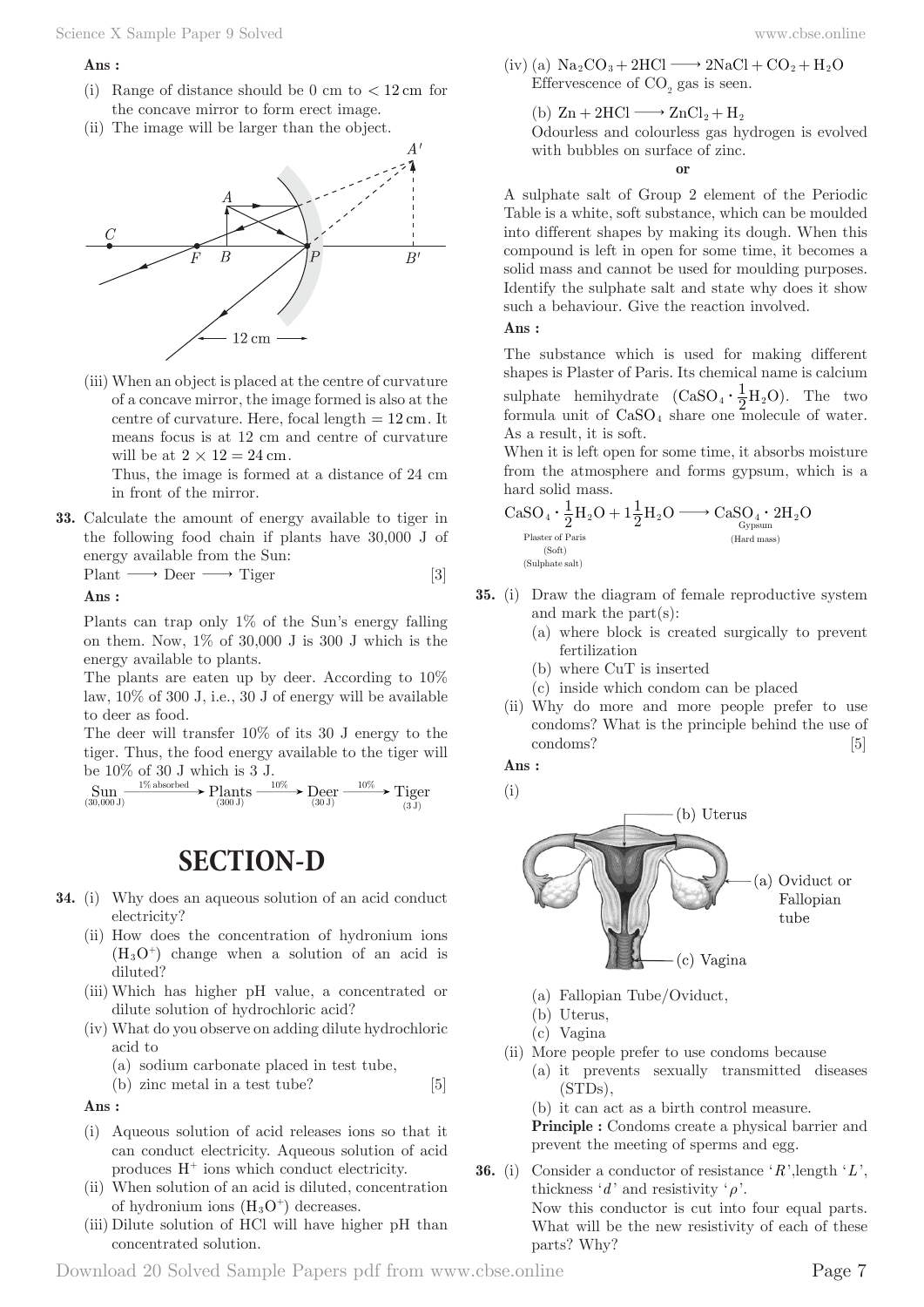**Ans :**

(i) Range of distance should be 0 cm to < 12 cm for the concave mirror to form erect image.

(ii) The image will be larger than the object.

(iii) When an object is placed at the centre of curvature of a concave mirror, the image formed is also at the centre of curvature. Here, focal length = 12 cm. It means focus is at 12 cm and centre of curvature will be at $2 \times 12 = 24$ cm.

Thus, the image is formed at a distance of 24 cm in front of the mirror.

**33.** Calculate the amount of energy available to tiger in the following food chain if plants have 30,000 J of energy available from the Sun:

Plant ⟶ Deer ⟶ Tiger [3]

**Ans :**

Plants can trap only 1% of the Sun's energy falling on them. Now, 1% of 30,000 J is 300 J which is the energy available to plants.

The plants are eaten up by deer. According to 10% law, 10% of 300 J, i.e., 30 J of energy will be available to deer as food.

The deer will transfer 10% of its 30 J energy to the tiger. Thus, the food energy available to the tiger will be 10% of 30 J which is 3 J.

$$\underset{(30{,}000\text{ J})}{\text{Sun}} \xrightarrow{1\%\text{ absorbed}} \underset{(300\text{ J})}{\text{Plants}} \xrightarrow{10\%} \underset{(30\text{ J})}{\text{Deer}} \xrightarrow{10\%} \underset{(3\text{ J})}{\text{Tiger}}$$

# SECTION-D

**34.** (i) Why does an aqueous solution of an acid conduct electricity?

(ii) How does the concentration of hydronium ions ($H_3O^+$) change when a solution of an acid is diluted?

(iii) Which has higher pH value, a concentrated or dilute solution of hydrochloric acid?

(iv) What do you observe on adding dilute hydrochloric acid to

(a) sodium carbonate placed in test tube,

(b) zinc metal in a test tube? [5]

**Ans :**

(i) Aqueous solution of acid releases ions so that it can conduct electricity. Aqueous solution of acid produces $H^+$ ions which conduct electricity.

(ii) When solution of an acid is diluted, concentration of hydronium ions ($H_3O^+$) decreases.

(iii) Dilute solution of HCl will have higher pH than concentrated solution.

(iv) (a) $Na_2CO_3 + 2HCl \longrightarrow 2NaCl + CO_2 + H_2O$

Effervescence of $CO_2$ gas is seen.

(b) $Zn + 2HCl \longrightarrow ZnCl_2 + H_2$

Odourless and colourless gas hydrogen is evolved with bubbles on surface of zinc.

**or**

A sulphate salt of Group 2 element of the Periodic Table is a white, soft substance, which can be moulded into different shapes by making its dough. When this compound is left in open for some time, it becomes a solid mass and cannot be used for moulding purposes. Identify the sulphate salt and state why does it show such a behaviour. Give the reaction involved.

**Ans :**

The substance which is used for making different shapes is Plaster of Paris. Its chemical name is calcium sulphate hemihydrate ($CaSO_4 \cdot \frac{1}{2}H_2O$). The two formula unit of $CaSO_4$ share one molecule of water. As a result, it is soft.

When it is left open for some time, it absorbs moisture from the atmosphere and forms gypsum, which is a hard solid mass.

$$\underset{\substack{\text{Plaster of Paris}\\ \text{(Soft)}\\ \text{(Sulphate salt)}}}{CaSO_4 \cdot \frac{1}{2}H_2O} + 1\frac{1}{2}H_2O \longrightarrow \underset{\substack{\text{Gypsum}\\ \text{(Hard mass)}}}{CaSO_4 \cdot 2H_2O}$$

**35.** (i) Draw the diagram of female reproductive system and mark the part(s):

(a) where block is created surgically to prevent fertilization

(b) where CuT is inserted

(c) inside which condom can be placed

(ii) Why do more and more people prefer to use condoms? What is the principle behind the use of condoms? [5]

**Ans :**

(i)

(a) Fallopian Tube/Oviduct,

(b) Uterus,

(c) Vagina

(ii) More people prefer to use condoms because

(a) it prevents sexually transmitted diseases (STDs),

(b) it can act as a birth control measure.

**Principle :** Condoms create a physical barrier and prevent the meeting of sperms and egg.

**36.** (i) Consider a conductor of resistance '$R$', length '$L$', thickness '$d$' and resistivity '$\rho$'.

Now this conductor is cut into four equal parts. What will be the new resistivity of each of these parts? Why?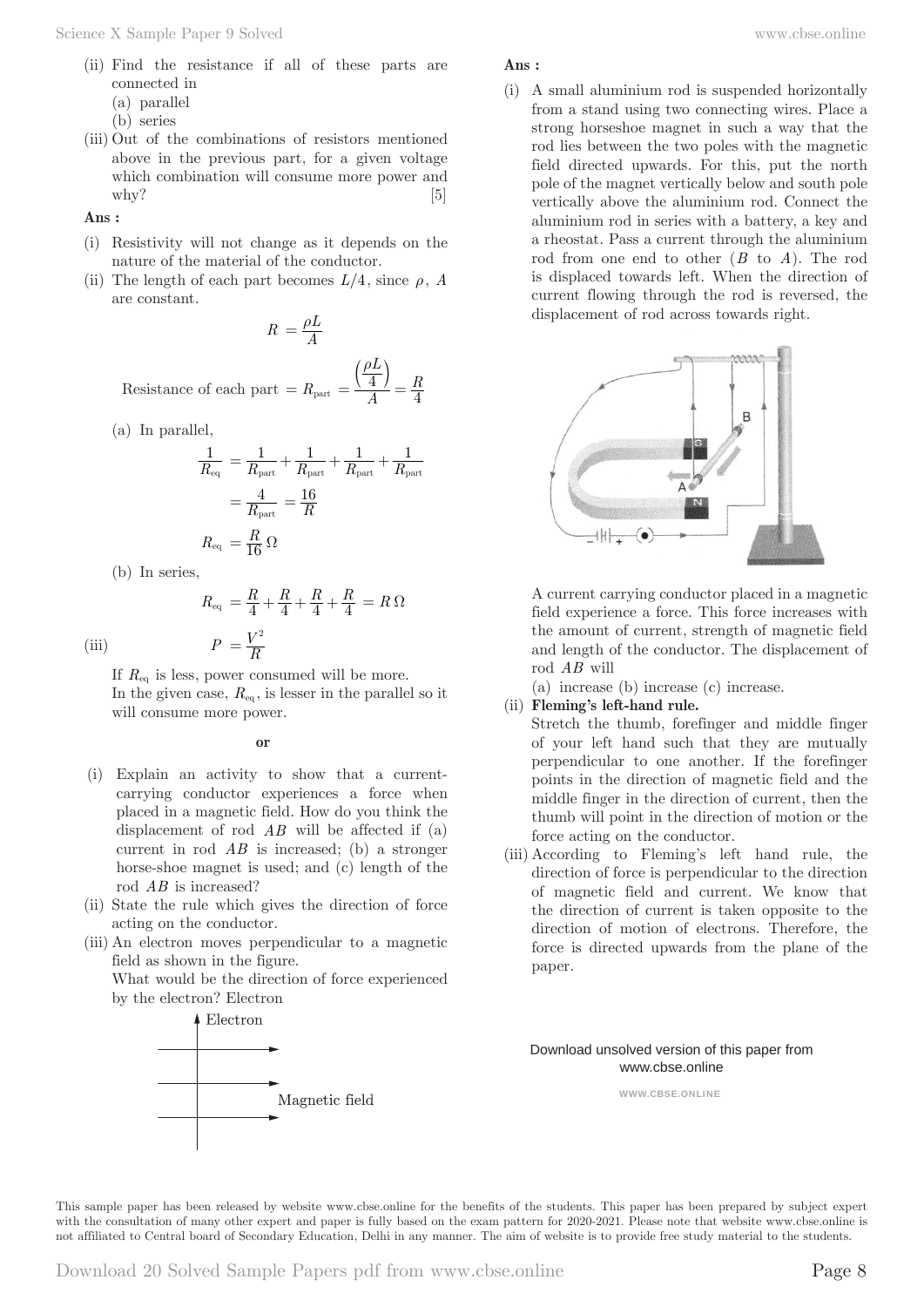(ii) Find the resistance if all of these parts are connected in

(a) parallel

(b) series

(iii) Out of the combinations of resistors mentioned above in the previous part, for a given voltage which combination will consume more power and why? [5]

**Ans :**

(i) Resistivity will not change as it depends on the nature of the material of the conductor.

(ii) The length of each part becomes $L/4$, since $\rho$, $A$ are constant.

$$R = \frac{\rho L}{A}$$

$$\text{Resistance of each part} = R_{\text{part}} = \frac{\left(\frac{\rho L}{4}\right)}{A} = \frac{R}{4}$$

(a) In parallel,

$$\frac{1}{R_{\text{eq}}} = \frac{1}{R_{\text{part}}} + \frac{1}{R_{\text{part}}} + \frac{1}{R_{\text{part}}} + \frac{1}{R_{\text{part}}}$$

$$= \frac{4}{R_{\text{part}}} = \frac{16}{R}$$

$$R_{\text{eq}} = \frac{R}{16}\,\Omega$$

(b) In series,

$$R_{\text{eq}} = \frac{R}{4} + \frac{R}{4} + \frac{R}{4} + \frac{R}{4} = R\,\Omega$$

(iii)
$$P = \frac{V^2}{R}$$

If $R_{\text{eq}}$ is less, power consumed will be more.
In the given case, $R_{\text{eq}}$, is lesser in the parallel so it will consume more power.

**or**

(i) Explain an activity to show that a current-carrying conductor experiences a force when placed in a magnetic field. How do you think the displacement of rod $AB$ will be affected if (a) current in rod $AB$ is increased; (b) a stronger horse-shoe magnet is used; and (c) length of the rod $AB$ is increased?

(ii) State the rule which gives the direction of force acting on the conductor.

(iii) An electron moves perpendicular to a magnetic field as shown in the figure.
What would be the direction of force experienced by the electron? Electron

Electron

Magnetic field

**Ans :**

(i) A small aluminium rod is suspended horizontally from a stand using two connecting wires. Place a strong horseshoe magnet in such a way that the rod lies between the two poles with the magnetic field directed upwards. For this, put the north pole of the magnet vertically below and south pole vertically above the aluminium rod. Connect the aluminium rod in series with a battery, a key and a rheostat. Pass a current through the aluminium rod from one end to other ($B$ to $A$). The rod is displaced towards left. When the direction of current flowing through the rod is reversed, the displacement of rod across towards right.

B
S
A
N

A current carrying conductor placed in a magnetic field experience a force. This force increases with the amount of current, strength of magnetic field and length of the conductor. The displacement of rod $AB$ will

(a) increase (b) increase (c) increase.

(ii) **Fleming's left-hand rule.**
Stretch the thumb, forefinger and middle finger of your left hand such that they are mutually perpendicular to one another. If the forefinger points in the direction of magnetic field and the middle finger in the direction of current, then the thumb will point in the direction of motion or the force acting on the conductor.

(iii) According to Fleming's left hand rule, the direction of force is perpendicular to the direction of magnetic field and current. We know that the direction of current is taken opposite to the direction of motion of electrons. Therefore, the force is directed upwards from the plane of the paper.

Download unsolved version of this paper from www.cbse.online

This sample paper has been released by website www.cbse.online for the benefits of the students. This paper has been prepared by subject expert with the consultation of many other expert and paper is fully based on the exam pattern for 2020-2021. Please note that website www.cbse.online is not affiliated to Central board of Secondary Education, Delhi in any manner. The aim of website is to provide free study material to the students.